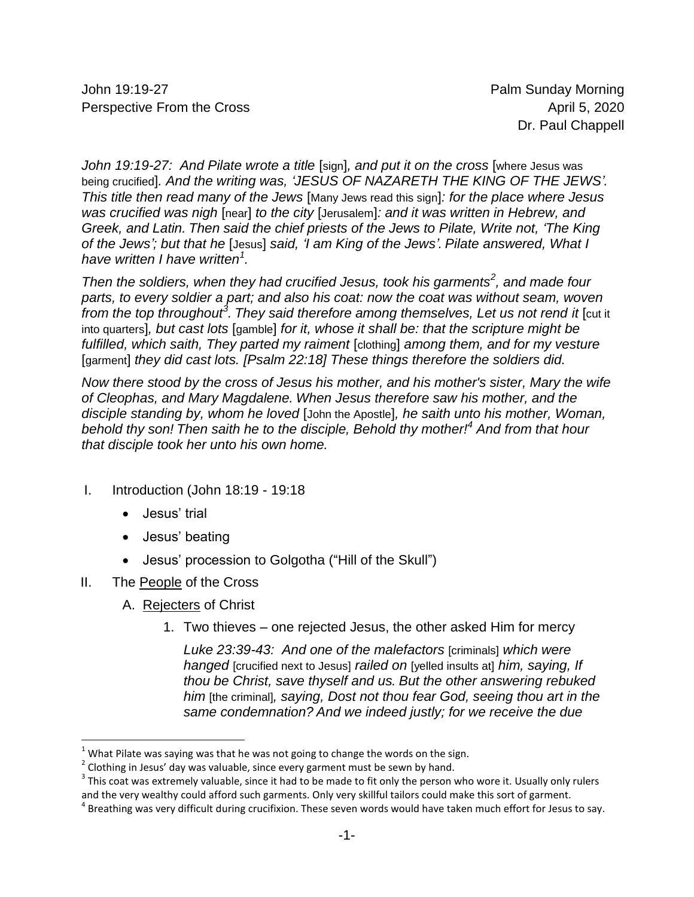John 19:19-27
Perspective From the Cross

Palm Sunday Morning
April 5, 2020
Dr. Paul Chappell

*John 19:19-27: And Pilate wrote a title* [sign]*, and put it on the cross* [where Jesus was being crucified]*. And the writing was, 'JESUS OF NAZARETH THE KING OF THE JEWS'. This title then read many of the Jews* [Many Jews read this sign]*: for the place where Jesus was crucified was nigh* [near] *to the city* [Jerusalem]*: and it was written in Hebrew, and Greek, and Latin. Then said the chief priests of the Jews to Pilate, Write not, 'The King of the Jews'; but that he* [Jesus] *said, 'I am King of the Jews'. Pilate answered, What I have written I have written*[1]*.*

*Then the soldiers, when they had crucified Jesus, took his garments*[2]*, and made four parts, to every soldier a part; and also his coat: now the coat was without seam, woven from the top throughout*[3]*. They said therefore among themselves, Let us not rend it* [cut it into quarters]*, but cast lots* [gamble] *for it, whose it shall be: that the scripture might be fulfilled, which saith, They parted my raiment* [clothing] *among them, and for my vesture* [garment] *they did cast lots. [Psalm 22:18] These things therefore the soldiers did.*

*Now there stood by the cross of Jesus his mother, and his mother's sister, Mary the wife of Cleophas, and Mary Magdalene. When Jesus therefore saw his mother, and the disciple standing by, whom he loved* [John the Apostle]*, he saith unto his mother, Woman, behold thy son! Then saith he to the disciple, Behold thy mother!*[4] *And from that hour that disciple took her unto his own home.*

I. Introduction (John 18:19 - 19:18
   - Jesus' trial
   - Jesus' beating
   - Jesus' procession to Golgotha ("Hill of the Skull")

II. The People of the Cross
   A. Rejecters of Christ
      1. Two thieves – one rejected Jesus, the other asked Him for mercy

         *Luke 23:39-43: And one of the malefactors* [criminals] *which were hanged* [crucified next to Jesus] *railed on* [yelled insults at] *him, saying, If thou be Christ, save thyself and us. But the other answering rebuked him* [the criminal]*, saying, Dost not thou fear God, seeing thou art in the same condemnation? And we indeed justly; for we receive the due*

---

[1] What Pilate was saying was that he was not going to change the words on the sign.

[2] Clothing in Jesus' day was valuable, since every garment must be sewn by hand.

[3] This coat was extremely valuable, since it had to be made to fit only the person who wore it. Usually only rulers and the very wealthy could afford such garments. Only very skillful tailors could make this sort of garment.

[4] Breathing was very difficult during crucifixion. These seven words would have taken much effort for Jesus to say.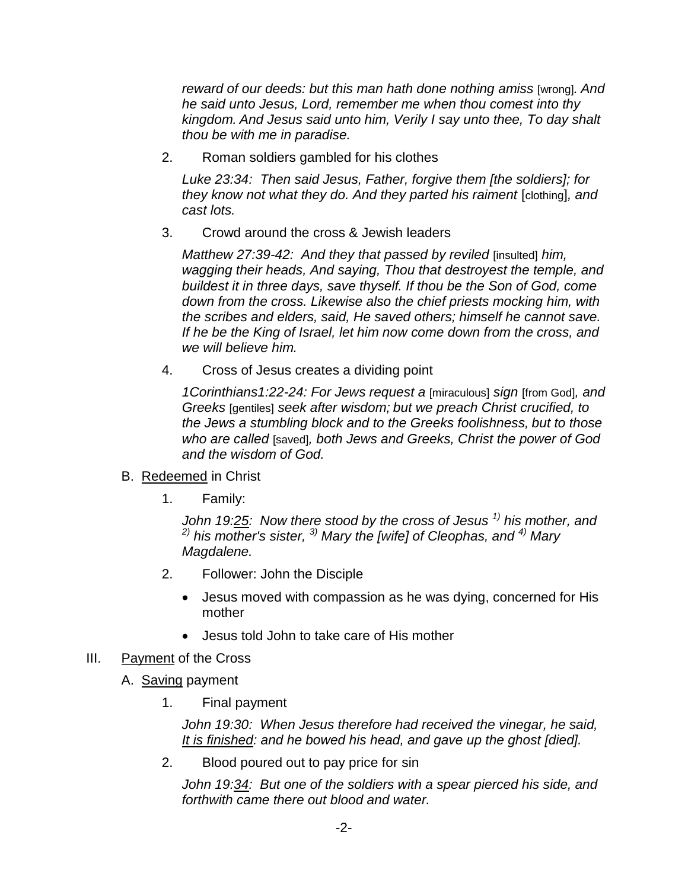*reward of our deeds: but this man hath done nothing amiss* [wrong]*. And he said unto Jesus, Lord, remember me when thou comest into thy kingdom. And Jesus said unto him, Verily I say unto thee, To day shalt thou be with me in paradise.*

2. Roman soldiers gambled for his clothes

   *Luke 23:34: Then said Jesus, Father, forgive them [the soldiers]; for they know not what they do. And they parted his raiment* [clothing]*, and cast lots.*

3. Crowd around the cross & Jewish leaders

   *Matthew 27:39-42: And they that passed by reviled* [insulted] *him, wagging their heads, And saying, Thou that destroyest the temple, and buildest it in three days, save thyself. If thou be the Son of God, come down from the cross. Likewise also the chief priests mocking him, with the scribes and elders, said, He saved others; himself he cannot save. If he be the King of Israel, let him now come down from the cross, and we will believe him.*

4. Cross of Jesus creates a dividing point

   *1Corinthians1:22-24: For Jews request a* [miraculous] *sign* [from God]*, and Greeks* [gentiles] *seek after wisdom; but we preach Christ crucified, to the Jews a stumbling block and to the Greeks foolishness, but to those who are called* [saved]*, both Jews and Greeks, Christ the power of God and the wisdom of God.*

B. <u>Redeemed</u> in Christ

1. Family:

   *John 19:<u>25</u>: Now there stood by the cross of Jesus [1] his mother, and [2] his mother's sister, [3] Mary the [wife] of Cleophas, and [4] Mary Magdalene.*

2. Follower: John the Disciple

   - Jesus moved with compassion as he was dying, concerned for His mother
   - Jesus told John to take care of His mother

III. <u>Payment</u> of the Cross

A. <u>Saving</u> payment

1. Final payment

   *John 19:30: When Jesus therefore had received the vinegar, he said, <u>It is finished</u>: and he bowed his head, and gave up the ghost [died].*

2. Blood poured out to pay price for sin

   *John 19:<u>34</u>: But one of the soldiers with a spear pierced his side, and forthwith came there out blood and water.*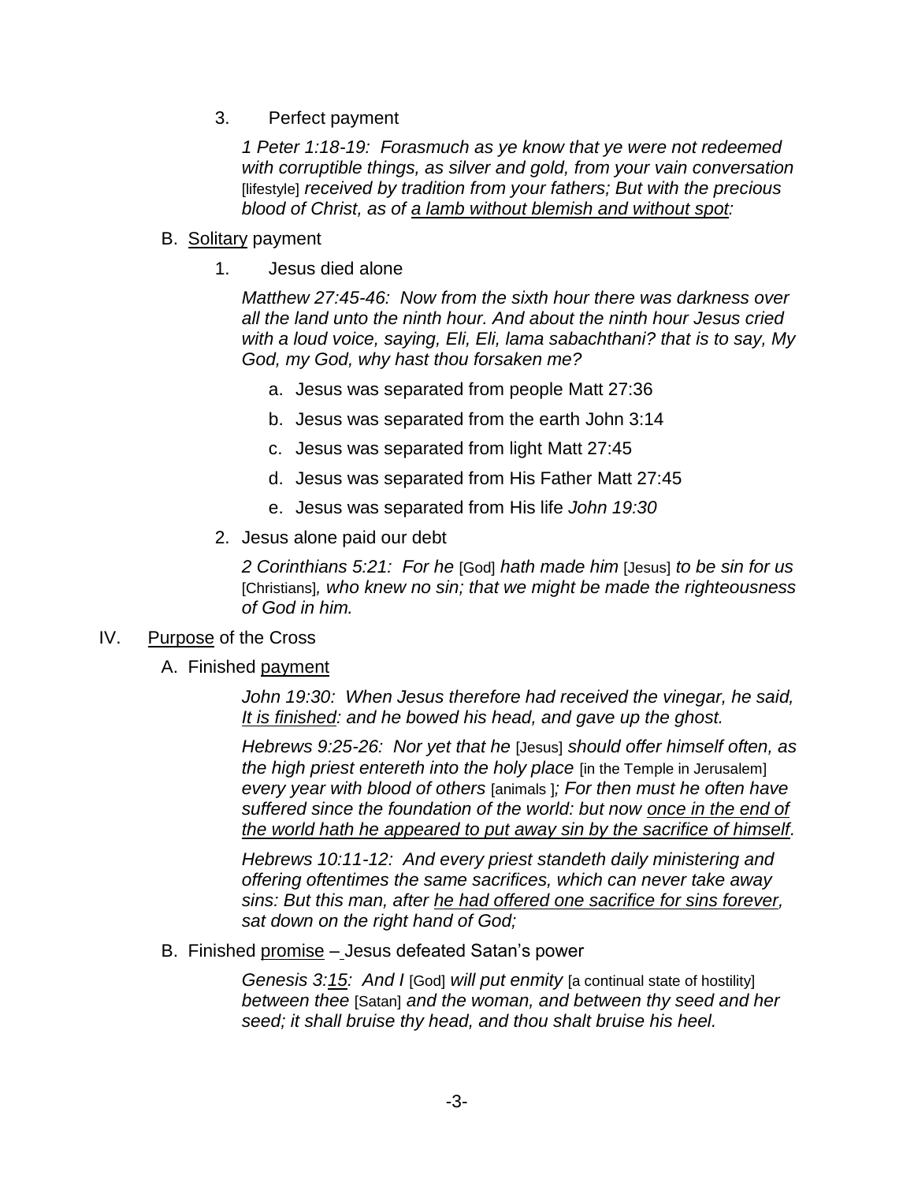3. Perfect payment

   *1 Peter 1:18-19: Forasmuch as ye know that ye were not redeemed with corruptible things, as silver and gold, from your vain conversation* [lifestyle] *received by tradition from your fathers; But with the precious blood of Christ, as of <u>a lamb without blemish and without spot</u>:*

B. <u>Solitary</u> payment

1. Jesus died alone

   *Matthew 27:45-46: Now from the sixth hour there was darkness over all the land unto the ninth hour. And about the ninth hour Jesus cried with a loud voice, saying, Eli, Eli, lama sabachthani? that is to say, My God, my God, why hast thou forsaken me?*

   a. Jesus was separated from people Matt 27:36

   b. Jesus was separated from the earth John 3:14

   c. Jesus was separated from light Matt 27:45

   d. Jesus was separated from His Father Matt 27:45

   e. Jesus was separated from His life *John 19:30*

2. Jesus alone paid our debt

   *2 Corinthians 5:21: For he* [God] *hath made him* [Jesus] *to be sin for us* [Christians]*, who knew no sin; that we might be made the righteousness of God in him.*

IV. <u>Purpose</u> of the Cross

A. Finished <u>payment</u>

   *John 19:30: When Jesus therefore had received the vinegar, he said, <u>It is finished</u>: and he bowed his head, and gave up the ghost.*

   *Hebrews 9:25-26: Nor yet that he* [Jesus] *should offer himself often, as the high priest entereth into the holy place* [in the Temple in Jerusalem] *every year with blood of others* [animals ]*; For then must he often have suffered since the foundation of the world: but now <u>once in the end of the world hath he appeared to put away sin by the sacrifice of himself</u>.*

   *Hebrews 10:11-12: And every priest standeth daily ministering and offering oftentimes the same sacrifices, which can never take away sins: But this man, after <u>he had offered one sacrifice for sins forever,</u> sat down on the right hand of God;*

B. Finished <u>promise</u> – Jesus defeated Satan's power

   *Genesis 3:<u>15</u>: And I* [God] *will put enmity* [a continual state of hostility] *between thee* [Satan] *and the woman, and between thy seed and her seed; it shall bruise thy head, and thou shalt bruise his heel.*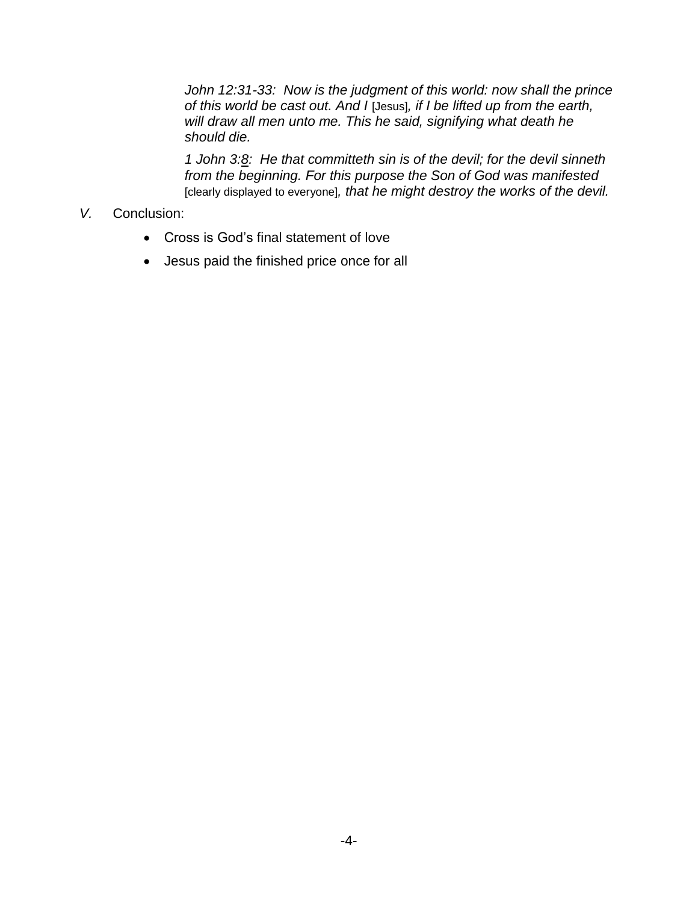*John 12:31-33: Now is the judgment of this world: now shall the prince of this world be cast out. And I* [Jesus]*, if I be lifted up from the earth, will draw all men unto me. This he said, signifying what death he should die.*

*1 John 3:8: He that committeth sin is of the devil; for the devil sinneth from the beginning. For this purpose the Son of God was manifested* [clearly displayed to everyone]*, that he might destroy the works of the devil.*

*V.* Conclusion:

- Cross is God's final statement of love
- Jesus paid the finished price once for all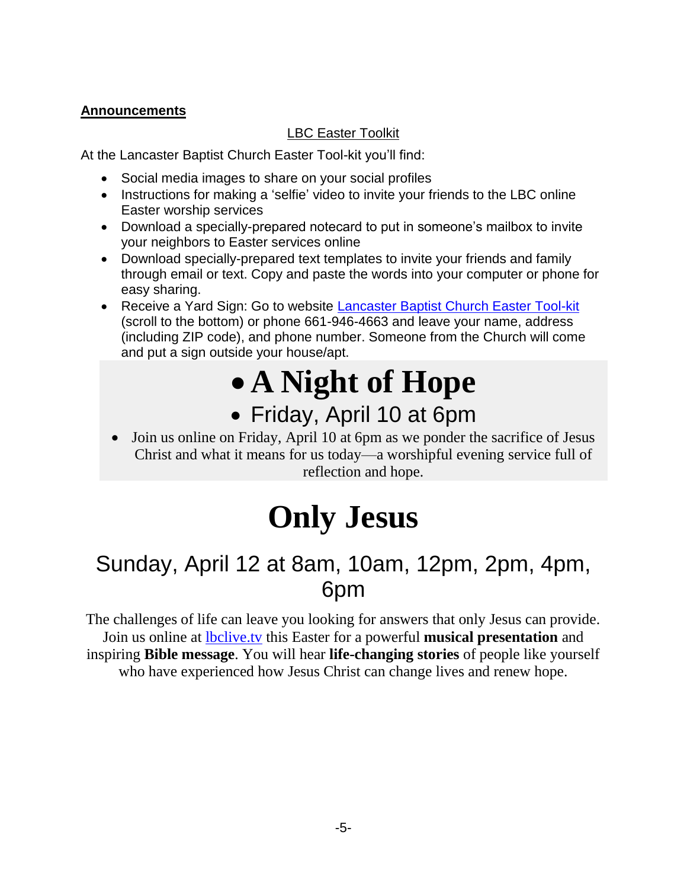**Announcements**

LBC Easter Toolkit

At the Lancaster Baptist Church Easter Tool-kit you'll find:

- Social media images to share on your social profiles
- Instructions for making a 'selfie' video to invite your friends to the LBC online Easter worship services
- Download a specially-prepared notecard to put in someone's mailbox to invite your neighbors to Easter services online
- Download specially-prepared text templates to invite your friends and family through email or text. Copy and paste the words into your computer or phone for easy sharing.
- Receive a Yard Sign: Go to website [Lancaster Baptist Church Easter Tool-kit]() (scroll to the bottom) or phone 661-946-4663 and leave your name, address (including ZIP code), and phone number. Someone from the Church will come and put a sign outside your house/apt.

# A Night of Hope

## Friday, April 10 at 6pm

- Join us online on Friday, April 10 at 6pm as we ponder the sacrifice of Jesus Christ and what it means for us today—a worshipful evening service full of reflection and hope.

# Only Jesus

## Sunday, April 12 at 8am, 10am, 12pm, 2pm, 4pm, 6pm

The challenges of life can leave you looking for answers that only Jesus can provide. Join us online at [lbclive.tv]() this Easter for a powerful **musical presentation** and inspiring **Bible message**. You will hear **life-changing stories** of people like yourself who have experienced how Jesus Christ can change lives and renew hope.